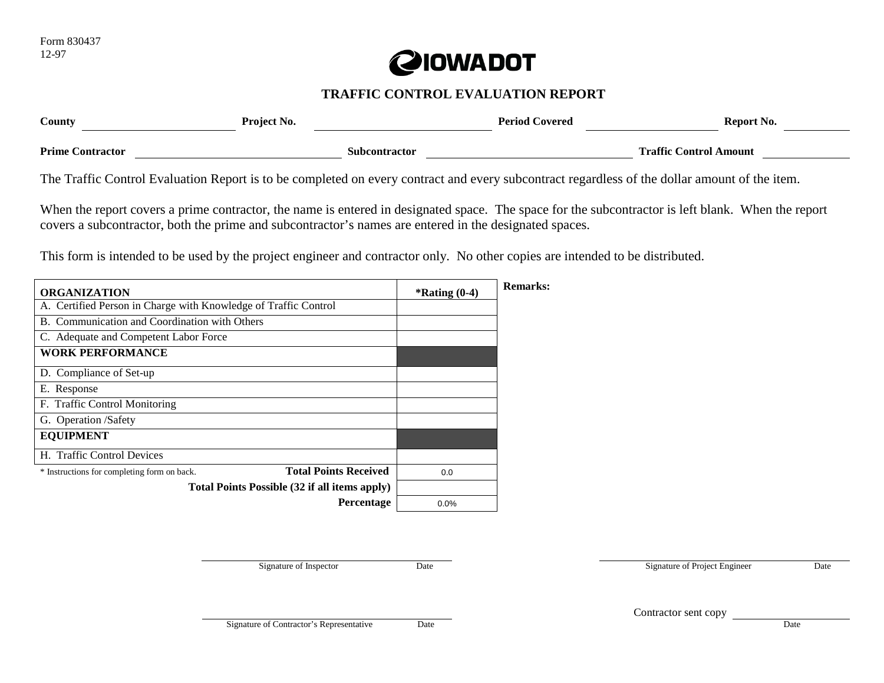Form 830437
12-97

IOWA DOT

# TRAFFIC CONTROL EVALUATION REPORT

**County** ____________ **Project No.** ____________ **Period Covered** ____________ **Report No.** ____________

**Prime Contractor** ____________ **Subcontractor** ____________ **Traffic Control Amount** ____________

The Traffic Control Evaluation Report is to be completed on every contract and every subcontract regardless of the dollar amount of the item.

When the report covers a prime contractor, the name is entered in designated space. The space for the subcontractor is left blank. When the report covers a subcontractor, both the prime and subcontractor's names are entered in the designated spaces.

This form is intended to be used by the project engineer and contractor only. No other copies are intended to be distributed.

| ORGANIZATION | *Rating (0-4) |
|---|---|
| A. Certified Person in Charge with Knowledge of Traffic Control | |
| B. Communication and Coordination with Others | |
| C. Adequate and Competent Labor Force | |
| **WORK PERFORMANCE** | |
| D. Compliance of Set-up | |
| E. Response | |
| F. Traffic Control Monitoring | |
| G. Operation /Safety | |
| **EQUIPMENT** | |
| H. Traffic Control Devices | |
| **Total Points Received** | 0.0 |
| **Total Points Possible (32 if all items apply)** | |
| **Percentage** | 0.0% |

\* Instructions for completing form on back.

**Remarks:**

______________________________
Signature of Inspector Date

______________________________
Signature of Project Engineer Date

______________________________
Signature of Contractor's Representative Date

Contractor sent copy ______________
Date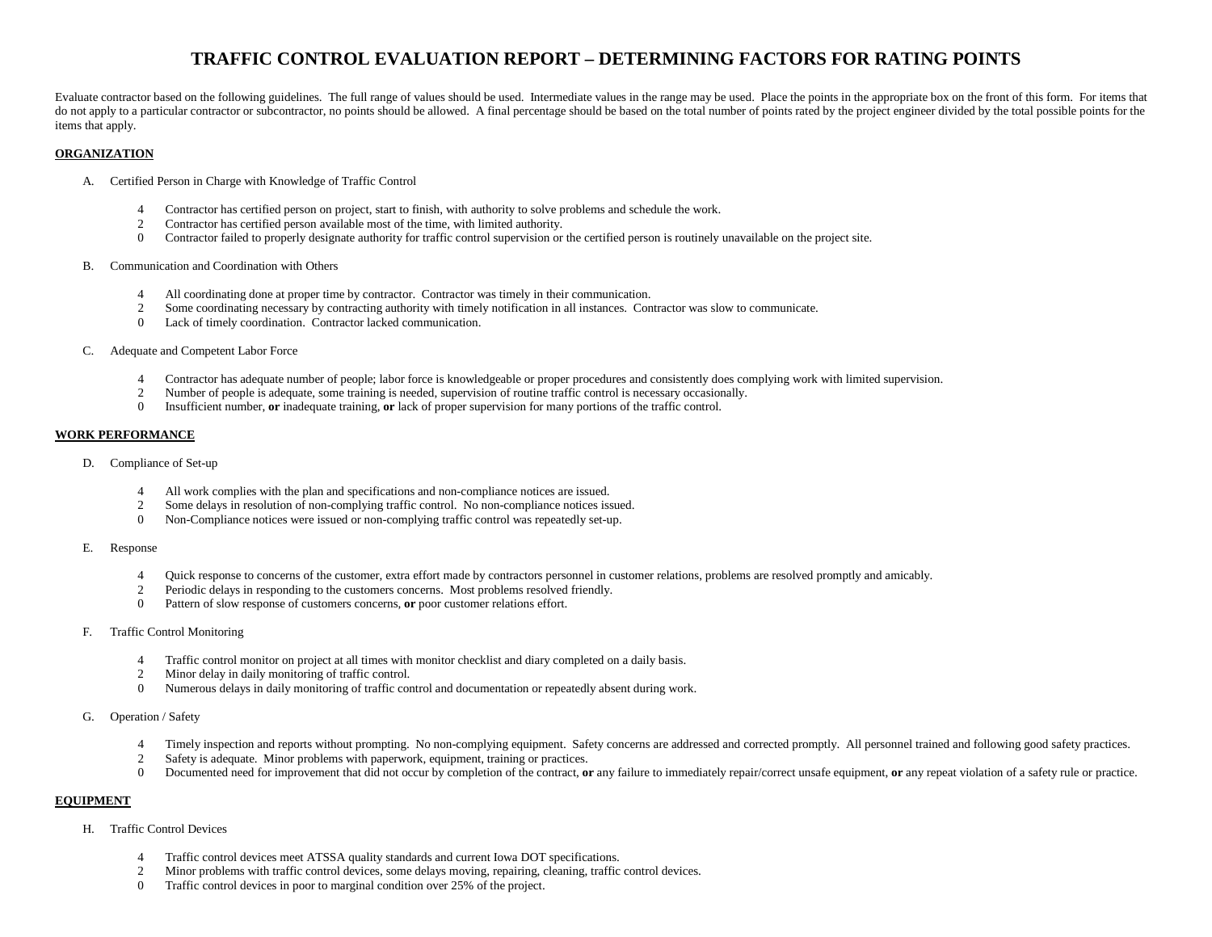# TRAFFIC CONTROL EVALUATION REPORT – DETERMINING FACTORS FOR RATING POINTS

Evaluate contractor based on the following guidelines. The full range of values should be used. Intermediate values in the range may be used. Place the points in the appropriate box on the front of this form. For items that do not apply to a particular contractor or subcontractor, no points should be allowed. A final percentage should be based on the total number of points rated by the project engineer divided by the total possible points for the items that apply.

**ORGANIZATION**

A. Certified Person in Charge with Knowledge of Traffic Control

- 4 Contractor has certified person on project, start to finish, with authority to solve problems and schedule the work.
- 2 Contractor has certified person available most of the time, with limited authority.
- 0 Contractor failed to properly designate authority for traffic control supervision or the certified person is routinely unavailable on the project site.

B. Communication and Coordination with Others

- 4 All coordinating done at proper time by contractor. Contractor was timely in their communication.
- 2 Some coordinating necessary by contracting authority with timely notification in all instances. Contractor was slow to communicate.
- 0 Lack of timely coordination. Contractor lacked communication.

C. Adequate and Competent Labor Force

- 4 Contractor has adequate number of people; labor force is knowledgeable or proper procedures and consistently does complying work with limited supervision.
- 2 Number of people is adequate, some training is needed, supervision of routine traffic control is necessary occasionally.
- 0 Insufficient number, **or** inadequate training, **or** lack of proper supervision for many portions of the traffic control.

**WORK PERFORMANCE**

D. Compliance of Set-up

- 4 All work complies with the plan and specifications and non-compliance notices are issued.
- 2 Some delays in resolution of non-complying traffic control. No non-compliance notices issued.
- 0 Non-Compliance notices were issued or non-complying traffic control was repeatedly set-up.

E. Response

- 4 Quick response to concerns of the customer, extra effort made by contractors personnel in customer relations, problems are resolved promptly and amicably.
- 2 Periodic delays in responding to the customers concerns. Most problems resolved friendly.
- 0 Pattern of slow response of customers concerns, **or** poor customer relations effort.

F. Traffic Control Monitoring

- 4 Traffic control monitor on project at all times with monitor checklist and diary completed on a daily basis.
- 2 Minor delay in daily monitoring of traffic control.
- 0 Numerous delays in daily monitoring of traffic control and documentation or repeatedly absent during work.

G. Operation / Safety

- 4 Timely inspection and reports without prompting. No non-complying equipment. Safety concerns are addressed and corrected promptly. All personnel trained and following good safety practices.
- 2 Safety is adequate. Minor problems with paperwork, equipment, training or practices.
- 0 Documented need for improvement that did not occur by completion of the contract, **or** any failure to immediately repair/correct unsafe equipment, **or** any repeat violation of a safety rule or practice.

**EQUIPMENT**

H. Traffic Control Devices

- 4 Traffic control devices meet ATSSA quality standards and current Iowa DOT specifications.
- 2 Minor problems with traffic control devices, some delays moving, repairing, cleaning, traffic control devices.
- 0 Traffic control devices in poor to marginal condition over 25% of the project.